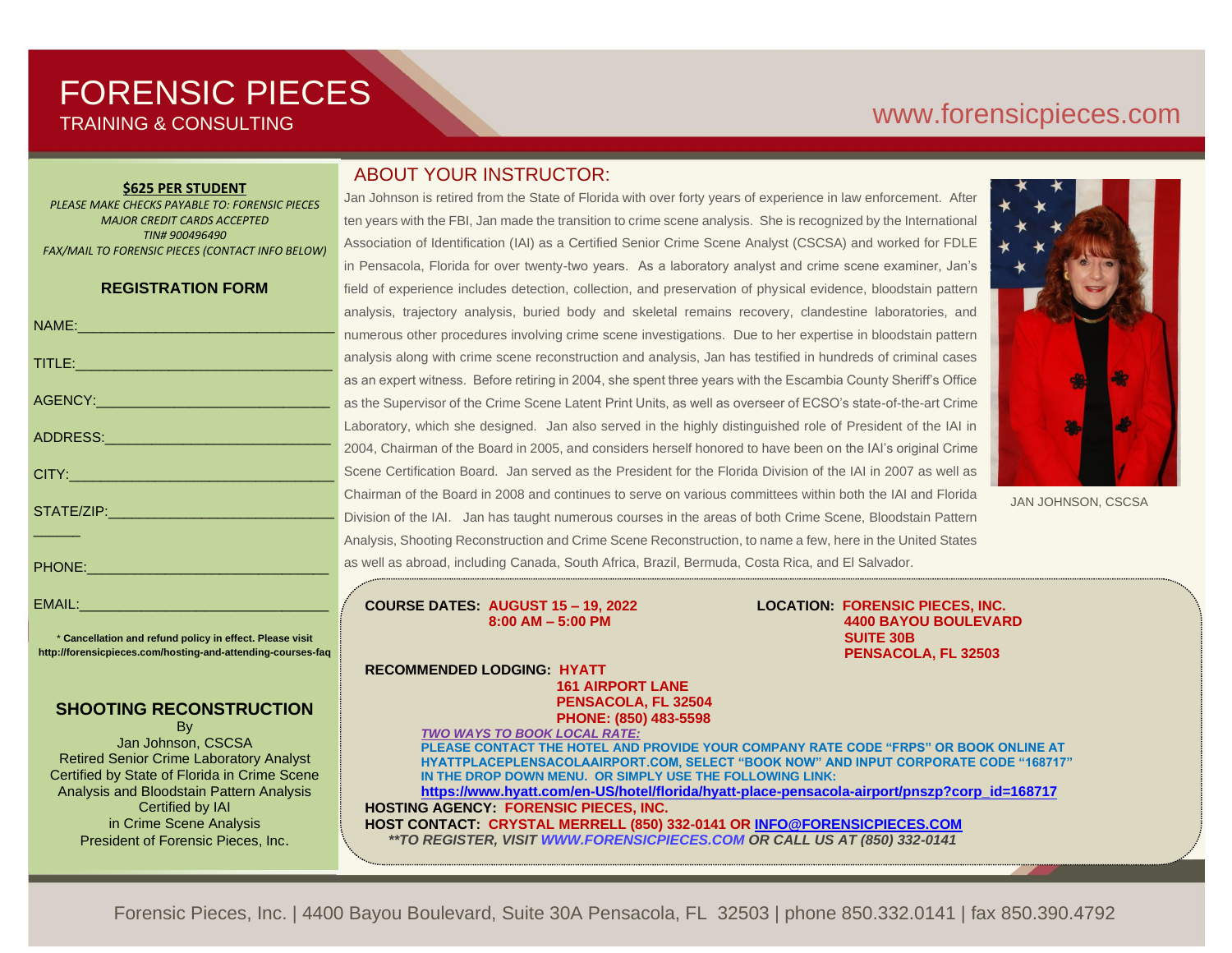# FORENSIC PIECES

TRAINING & CONSULTING

www.forensicpieces.com

**$625 PER STUDENT**

*PLEASE MAKE CHECKS PAYABLE TO: FORENSIC PIECES*
*MAJOR CREDIT CARDS ACCEPTED*
*TIN# 900496490*
*FAX/MAIL TO FORENSIC PIECES (CONTACT INFO BELOW)*

### REGISTRATION FORM

NAME:_______________________________

TITLE:_______________________________

AGENCY:_____________________________

ADDRESS:____________________________

CITY:________________________________

STATE/ZIP:_____________________________

PHONE:______________________________

EMAIL:_______________________________

\* **Cancellation and refund policy in effect. Please visit http://forensicpieces.com/hosting-and-attending-courses-faq**

### SHOOTING RECONSTRUCTION

By
Jan Johnson, CSCSA
Retired Senior Crime Laboratory Analyst
Certified by State of Florida in Crime Scene Analysis and Bloodstain Pattern Analysis
Certified by IAI
in Crime Scene Analysis
President of Forensic Pieces, Inc.

## ABOUT YOUR INSTRUCTOR:

Jan Johnson is retired from the State of Florida with over forty years of experience in law enforcement. After ten years with the FBI, Jan made the transition to crime scene analysis. She is recognized by the International Association of Identification (IAI) as a Certified Senior Crime Scene Analyst (CSCSA) and worked for FDLE in Pensacola, Florida for over twenty-two years. As a laboratory analyst and crime scene examiner, Jan's field of experience includes detection, collection, and preservation of physical evidence, bloodstain pattern analysis, trajectory analysis, buried body and skeletal remains recovery, clandestine laboratories, and numerous other procedures involving crime scene investigations. Due to her expertise in bloodstain pattern analysis along with crime scene reconstruction and analysis, Jan has testified in hundreds of criminal cases as an expert witness. Before retiring in 2004, she spent three years with the Escambia County Sheriff's Office as the Supervisor of the Crime Scene Latent Print Units, as well as overseer of ECSO's state-of-the-art Crime Laboratory, which she designed. Jan also served in the highly distinguished role of President of the IAI in 2004, Chairman of the Board in 2005, and considers herself honored to have been on the IAI's original Crime Scene Certification Board. Jan served as the President for the Florida Division of the IAI in 2007 as well as Chairman of the Board in 2008 and continues to serve on various committees within both the IAI and Florida Division of the IAI. Jan has taught numerous courses in the areas of both Crime Scene, Bloodstain Pattern Analysis, Shooting Reconstruction and Crime Scene Reconstruction, to name a few, here in the United States as well as abroad, including Canada, South Africa, Brazil, Bermuda, Costa Rica, and El Salvador.

JAN JOHNSON, CSCSA

**COURSE DATES:** **AUGUST 15 – 19, 2022**
**8:00 AM – 5:00 PM**

**LOCATION:** **FORENSIC PIECES, INC.**
**4400 BAYOU BOULEVARD**
**SUITE 30B**
**PENSACOLA, FL 32503**

**RECOMMENDED LODGING:** **HYATT**
**161 AIRPORT LANE**
**PENSACOLA, FL 32504**
**PHONE: (850) 483-5598**

***TWO WAYS TO BOOK LOCAL RATE:***
**PLEASE CONTACT THE HOTEL AND PROVIDE YOUR COMPANY RATE CODE "FRPS" OR BOOK ONLINE AT HYATTPLACEPLENSACOLAAIRPORT.COM, SELECT "BOOK NOW" AND INPUT CORPORATE CODE "168717" IN THE DROP DOWN MENU. OR SIMPLY USE THE FOLLOWING LINK:**
**https://www.hyatt.com/en-US/hotel/florida/hyatt-place-pensacola-airport/pnszp?corp_id=168717**

**HOSTING AGENCY:** **FORENSIC PIECES, INC.**
**HOST CONTACT:** **CRYSTAL MERRELL (850) 332-0141 OR INFO@FORENSICPIECES.COM**
***\*\*TO REGISTER, VISIT WWW.FORENSICPIECES.COM OR CALL US AT (850) 332-0141***

Forensic Pieces, Inc. | 4400 Bayou Boulevard, Suite 30A Pensacola, FL 32503 | phone 850.332.0141 | fax 850.390.4792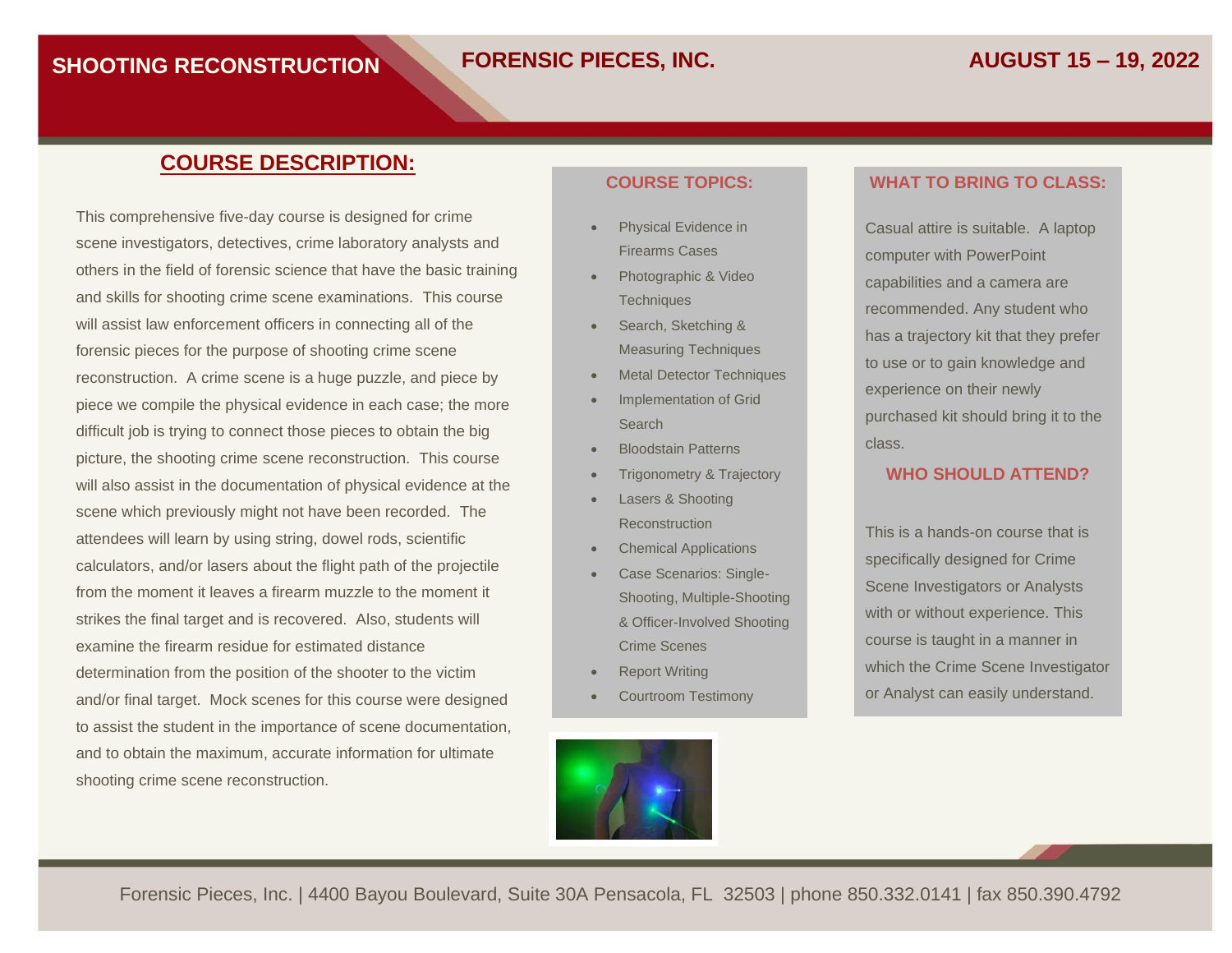**SHOOTING RECONSTRUCTION** | **FORENSIC PIECES, INC.** | **AUGUST 15 – 19, 2022**

## COURSE DESCRIPTION:

This comprehensive five-day course is designed for crime scene investigators, detectives, crime laboratory analysts and others in the field of forensic science that have the basic training and skills for shooting crime scene examinations. This course will assist law enforcement officers in connecting all of the forensic pieces for the purpose of shooting crime scene reconstruction. A crime scene is a huge puzzle, and piece by piece we compile the physical evidence in each case; the more difficult job is trying to connect those pieces to obtain the big picture, the shooting crime scene reconstruction. This course will also assist in the documentation of physical evidence at the scene which previously might not have been recorded. The attendees will learn by using string, dowel rods, scientific calculators, and/or lasers about the flight path of the projectile from the moment it leaves a firearm muzzle to the moment it strikes the final target and is recovered. Also, students will examine the firearm residue for estimated distance determination from the position of the shooter to the victim and/or final target. Mock scenes for this course were designed to assist the student in the importance of scene documentation, and to obtain the maximum, accurate information for ultimate shooting crime scene reconstruction.

### COURSE TOPICS:

- Physical Evidence in Firearms Cases
- Photographic & Video Techniques
- Search, Sketching & Measuring Techniques
- Metal Detector Techniques
- Implementation of Grid Search
- Bloodstain Patterns
- Trigonometry & Trajectory
- Lasers & Shooting Reconstruction
- Chemical Applications
- Case Scenarios: Single-Shooting, Multiple-Shooting & Officer-Involved Shooting Crime Scenes
- Report Writing
- Courtroom Testimony

### WHAT TO BRING TO CLASS:

Casual attire is suitable. A laptop computer with PowerPoint capabilities and a camera are recommended. Any student who has a trajectory kit that they prefer to use or to gain knowledge and experience on their newly purchased kit should bring it to the class.

### WHO SHOULD ATTEND?

This is a hands-on course that is specifically designed for Crime Scene Investigators or Analysts with or without experience. This course is taught in a manner in which the Crime Scene Investigator or Analyst can easily understand.

Forensic Pieces, Inc. | 4400 Bayou Boulevard, Suite 30A Pensacola, FL 32503 | phone 850.332.0141 | fax 850.390.4792